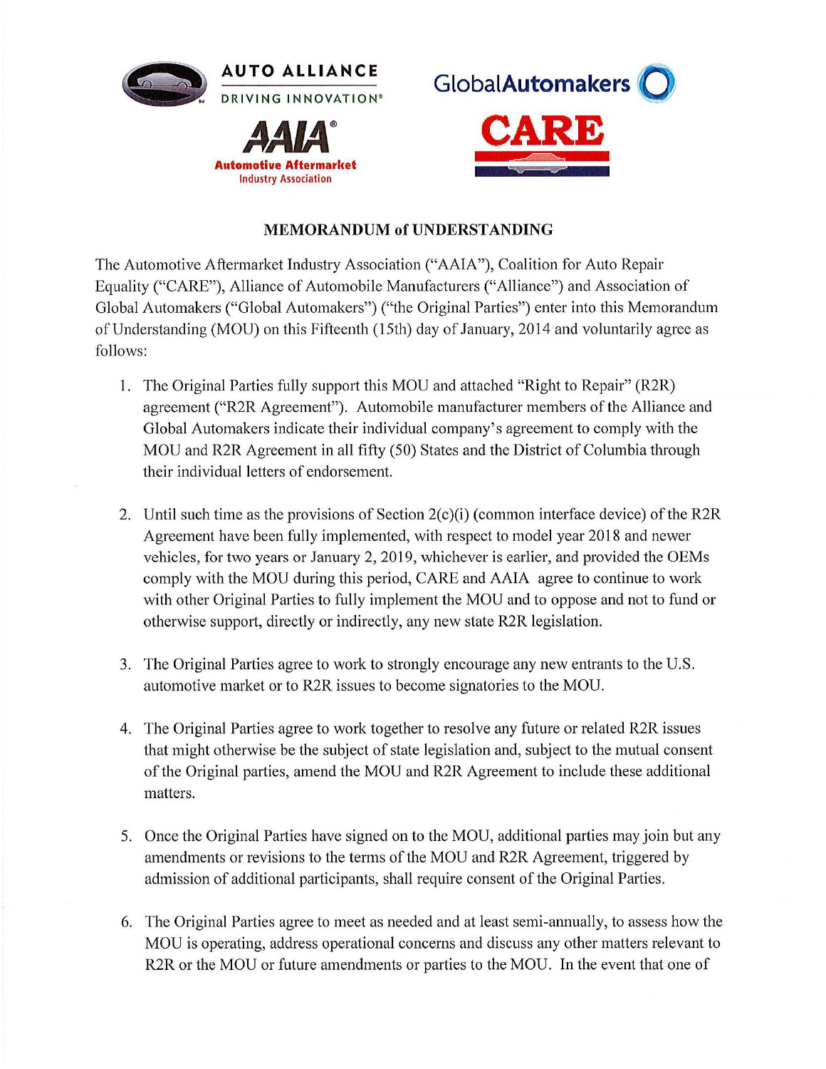AUTO ALLIANCE
DRIVING INNOVATION®

GlobalAutomakers

AAIA®
Automotive Aftermarket Industry Association

CARE

## MEMORANDUM of UNDERSTANDING

The Automotive Aftermarket Industry Association ("AAIA"), Coalition for Auto Repair Equality ("CARE"), Alliance of Automobile Manufacturers ("Alliance") and Association of Global Automakers ("Global Automakers") ("the Original Parties") enter into this Memorandum of Understanding (MOU) on this Fifteenth (15th) day of January, 2014 and voluntarily agree as follows:

1. The Original Parties fully support this MOU and attached "Right to Repair" (R2R) agreement ("R2R Agreement"). Automobile manufacturer members of the Alliance and Global Automakers indicate their individual company's agreement to comply with the MOU and R2R Agreement in all fifty (50) States and the District of Columbia through their individual letters of endorsement.

2. Until such time as the provisions of Section 2(c)(i) (common interface device) of the R2R Agreement have been fully implemented, with respect to model year 2018 and newer vehicles, for two years or January 2, 2019, whichever is earlier, and provided the OEMs comply with the MOU during this period, CARE and AAIA agree to continue to work with other Original Parties to fully implement the MOU and to oppose and not to fund or otherwise support, directly or indirectly, any new state R2R legislation.

3. The Original Parties agree to work to strongly encourage any new entrants to the U.S. automotive market or to R2R issues to become signatories to the MOU.

4. The Original Parties agree to work together to resolve any future or related R2R issues that might otherwise be the subject of state legislation and, subject to the mutual consent of the Original parties, amend the MOU and R2R Agreement to include these additional matters.

5. Once the Original Parties have signed on to the MOU, additional parties may join but any amendments or revisions to the terms of the MOU and R2R Agreement, triggered by admission of additional participants, shall require consent of the Original Parties.

6. The Original Parties agree to meet as needed and at least semi-annually, to assess how the MOU is operating, address operational concerns and discuss any other matters relevant to R2R or the MOU or future amendments or parties to the MOU. In the event that one of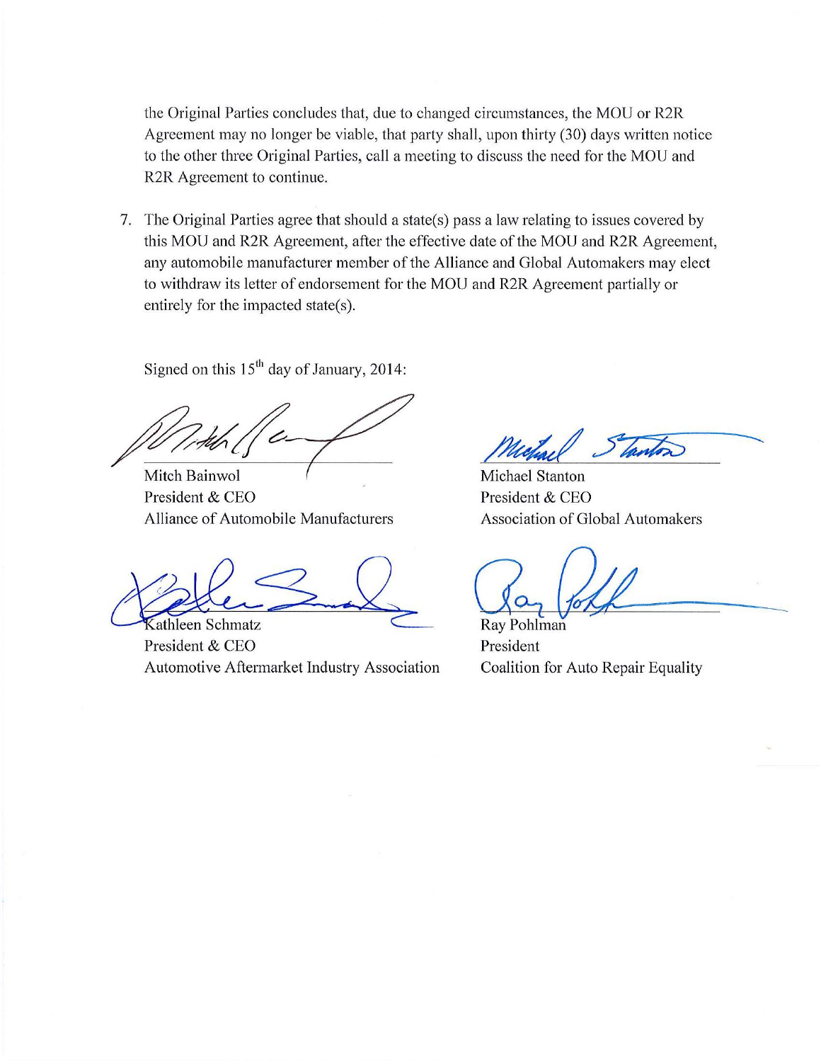the Original Parties concludes that, due to changed circumstances, the MOU or R2R Agreement may no longer be viable, that party shall, upon thirty (30) days written notice to the other three Original Parties, call a meeting to discuss the need for the MOU and R2R Agreement to continue.

7. The Original Parties agree that should a state(s) pass a law relating to issues covered by this MOU and R2R Agreement, after the effective date of the MOU and R2R Agreement, any automobile manufacturer member of the Alliance and Global Automakers may elect to withdraw its letter of endorsement for the MOU and R2R Agreement partially or entirely for the impacted state(s).

Signed on this 15th day of January, 2014:

Mitch Bainwol
President & CEO
Alliance of Automobile Manufacturers

Michael Stanton
President & CEO
Association of Global Automakers

Kathleen Schmatz
President & CEO
Automotive Aftermarket Industry Association

Ray Pohlman
President
Coalition for Auto Repair Equality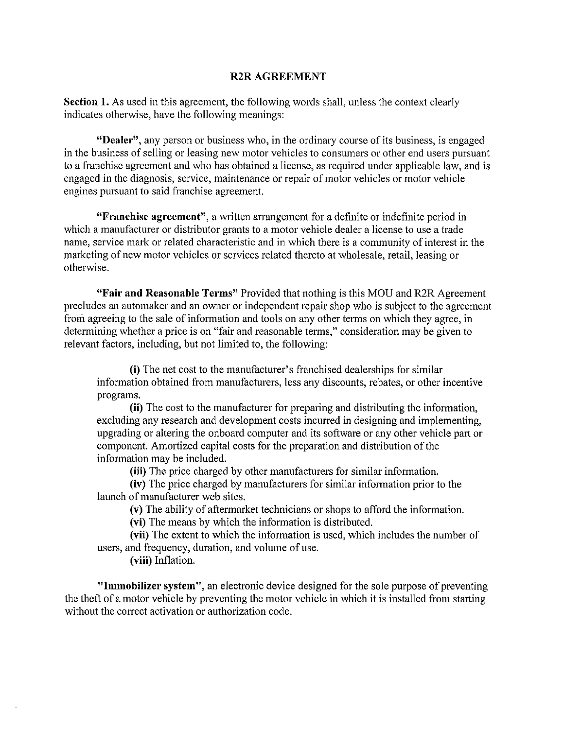# R2R AGREEMENT

**Section 1.** As used in this agreement, the following words shall, unless the context clearly indicates otherwise, have the following meanings:

**"Dealer"**, any person or business who, in the ordinary course of its business, is engaged in the business of selling or leasing new motor vehicles to consumers or other end users pursuant to a franchise agreement and who has obtained a license, as required under applicable law, and is engaged in the diagnosis, service, maintenance or repair of motor vehicles or motor vehicle engines pursuant to said franchise agreement.

**"Franchise agreement"**, a written arrangement for a definite or indefinite period in which a manufacturer or distributor grants to a motor vehicle dealer a license to use a trade name, service mark or related characteristic and in which there is a community of interest in the marketing of new motor vehicles or services related thereto at wholesale, retail, leasing or otherwise.

**"Fair and Reasonable Terms"** Provided that nothing is this MOU and R2R Agreement precludes an automaker and an owner or independent repair shop who is subject to the agreement from agreeing to the sale of information and tools on any other terms on which they agree, in determining whether a price is on "fair and reasonable terms," consideration may be given to relevant factors, including, but not limited to, the following:

**(i)** The net cost to the manufacturer's franchised dealerships for similar information obtained from manufacturers, less any discounts, rebates, or other incentive programs.

**(ii)** The cost to the manufacturer for preparing and distributing the information, excluding any research and development costs incurred in designing and implementing, upgrading or altering the onboard computer and its software or any other vehicle part or component. Amortized capital costs for the preparation and distribution of the information may be included.

**(iii)** The price charged by other manufacturers for similar information.

**(iv)** The price charged by manufacturers for similar information prior to the launch of manufacturer web sites.

**(v)** The ability of aftermarket technicians or shops to afford the information.

**(vi)** The means by which the information is distributed.

**(vii)** The extent to which the information is used, which includes the number of users, and frequency, duration, and volume of use.

**(viii)** Inflation.

**"Immobilizer system"**, an electronic device designed for the sole purpose of preventing the theft of a motor vehicle by preventing the motor vehicle in which it is installed from starting without the correct activation or authorization code.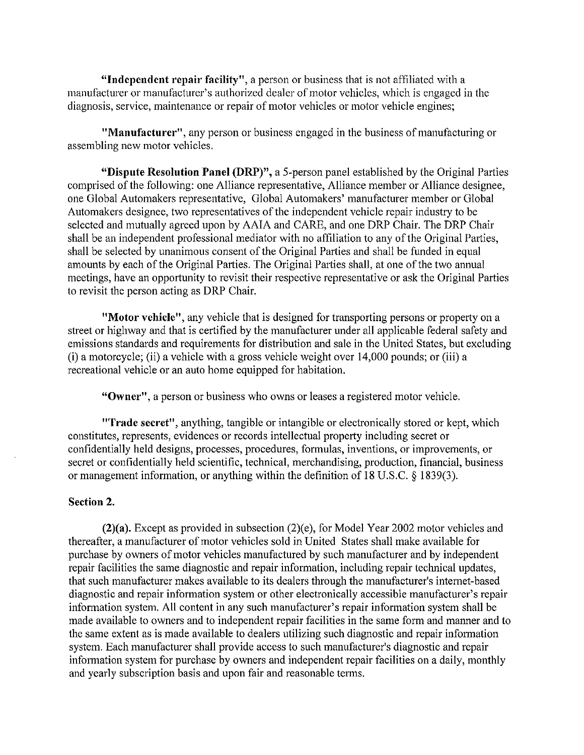**"Independent repair facility"**, a person or business that is not affiliated with a manufacturer or manufacturer's authorized dealer of motor vehicles, which is engaged in the diagnosis, service, maintenance or repair of motor vehicles or motor vehicle engines;

**"Manufacturer"**, any person or business engaged in the business of manufacturing or assembling new motor vehicles.

**"Dispute Resolution Panel (DRP)",** a 5-person panel established by the Original Parties comprised of the following: one Alliance representative, Alliance member or Alliance designee, one Global Automakers representative, Global Automakers' manufacturer member or Global Automakers designee, two representatives of the independent vehicle repair industry to be selected and mutually agreed upon by AAIA and CARE, and one DRP Chair. The DRP Chair shall be an independent professional mediator with no affiliation to any of the Original Parties, shall be selected by unanimous consent of the Original Parties and shall be funded in equal amounts by each of the Original Parties. The Original Parties shall, at one of the two annual meetings, have an opportunity to revisit their respective representative or ask the Original Parties to revisit the person acting as DRP Chair.

**"Motor vehicle"**, any vehicle that is designed for transporting persons or property on a street or highway and that is certified by the manufacturer under all applicable federal safety and emissions standards and requirements for distribution and sale in the United States, but excluding (i) a motorcycle; (ii) a vehicle with a gross vehicle weight over 14,000 pounds; or (iii) a recreational vehicle or an auto home equipped for habitation.

**"Owner"**, a person or business who owns or leases a registered motor vehicle.

**"Trade secret"**, anything, tangible or intangible or electronically stored or kept, which constitutes, represents, evidences or records intellectual property including secret or confidentially held designs, processes, procedures, formulas, inventions, or improvements, or secret or confidentially held scientific, technical, merchandising, production, financial, business or management information, or anything within the definition of 18 U.S.C. § 1839(3).

**Section 2.**

**(2)(a).** Except as provided in subsection (2)(e), for Model Year 2002 motor vehicles and thereafter, a manufacturer of motor vehicles sold in United States shall make available for purchase by owners of motor vehicles manufactured by such manufacturer and by independent repair facilities the same diagnostic and repair information, including repair technical updates, that such manufacturer makes available to its dealers through the manufacturer's internet-based diagnostic and repair information system or other electronically accessible manufacturer's repair information system. All content in any such manufacturer's repair information system shall be made available to owners and to independent repair facilities in the same form and manner and to the same extent as is made available to dealers utilizing such diagnostic and repair information system. Each manufacturer shall provide access to such manufacturer's diagnostic and repair information system for purchase by owners and independent repair facilities on a daily, monthly and yearly subscription basis and upon fair and reasonable terms.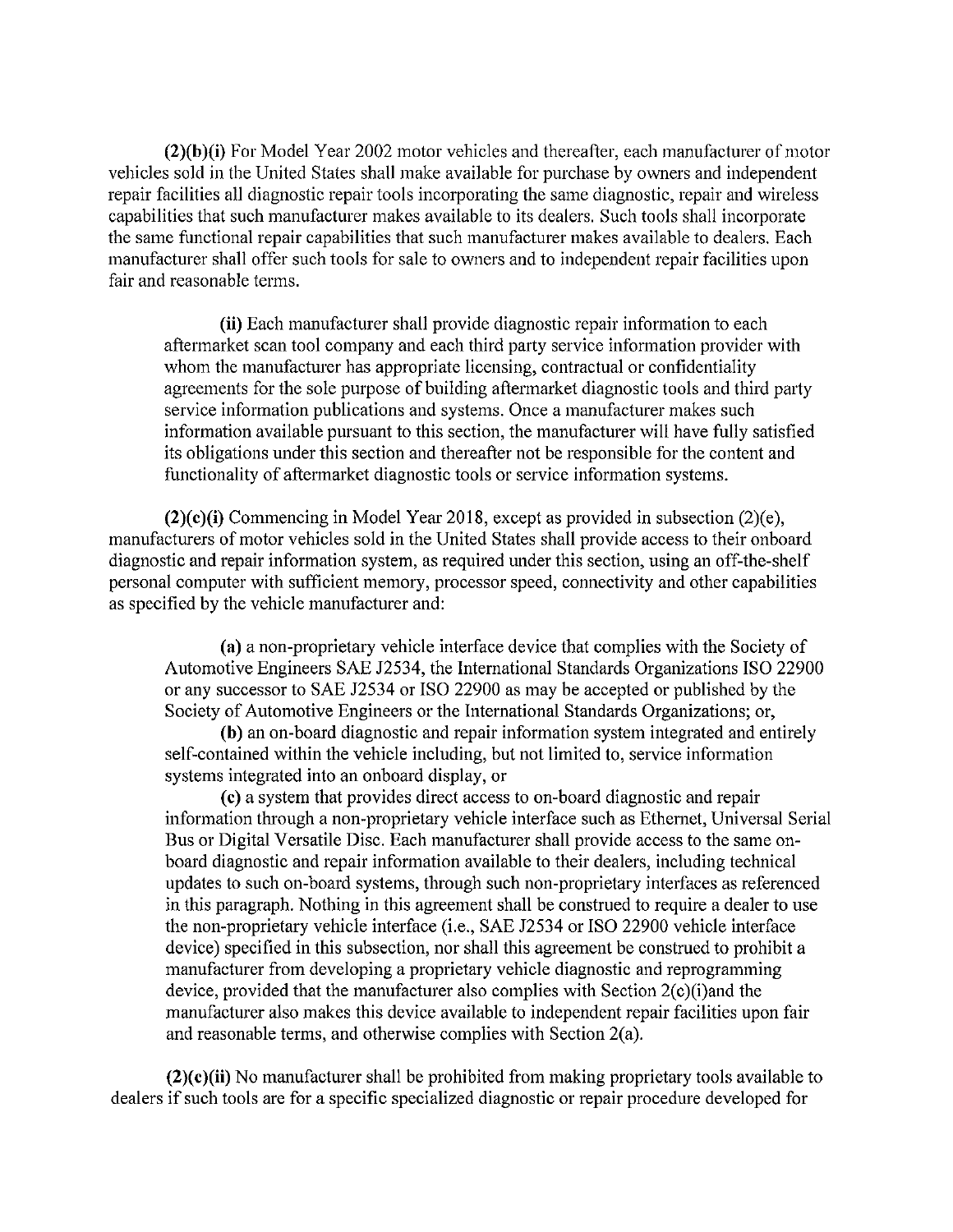**(2)(b)(i)** For Model Year 2002 motor vehicles and thereafter, each manufacturer of motor vehicles sold in the United States shall make available for purchase by owners and independent repair facilities all diagnostic repair tools incorporating the same diagnostic, repair and wireless capabilities that such manufacturer makes available to its dealers. Such tools shall incorporate the same functional repair capabilities that such manufacturer makes available to dealers. Each manufacturer shall offer such tools for sale to owners and to independent repair facilities upon fair and reasonable terms.

> **(ii)** Each manufacturer shall provide diagnostic repair information to each aftermarket scan tool company and each third party service information provider with whom the manufacturer has appropriate licensing, contractual or confidentiality agreements for the sole purpose of building aftermarket diagnostic tools and third party service information publications and systems. Once a manufacturer makes such information available pursuant to this section, the manufacturer will have fully satisfied its obligations under this section and thereafter not be responsible for the content and functionality of aftermarket diagnostic tools or service information systems.

**(2)(c)(i)** Commencing in Model Year 2018, except as provided in subsection (2)(e), manufacturers of motor vehicles sold in the United States shall provide access to their onboard diagnostic and repair information system, as required under this section, using an off-the-shelf personal computer with sufficient memory, processor speed, connectivity and other capabilities as specified by the vehicle manufacturer and:

> **(a)** a non-proprietary vehicle interface device that complies with the Society of Automotive Engineers SAE J2534, the International Standards Organizations ISO 22900 or any successor to SAE J2534 or ISO 22900 as may be accepted or published by the Society of Automotive Engineers or the International Standards Organizations; or,
>
> **(b)** an on-board diagnostic and repair information system integrated and entirely self-contained within the vehicle including, but not limited to, service information systems integrated into an onboard display, or
>
> **(c)** a system that provides direct access to on-board diagnostic and repair information through a non-proprietary vehicle interface such as Ethernet, Universal Serial Bus or Digital Versatile Disc. Each manufacturer shall provide access to the same on-board diagnostic and repair information available to their dealers, including technical updates to such on-board systems, through such non-proprietary interfaces as referenced in this paragraph. Nothing in this agreement shall be construed to require a dealer to use the non-proprietary vehicle interface (i.e., SAE J2534 or ISO 22900 vehicle interface device) specified in this subsection, nor shall this agreement be construed to prohibit a manufacturer from developing a proprietary vehicle diagnostic and reprogramming device, provided that the manufacturer also complies with Section 2(c)(i)and the manufacturer also makes this device available to independent repair facilities upon fair and reasonable terms, and otherwise complies with Section 2(a).

**(2)(c)(ii)** No manufacturer shall be prohibited from making proprietary tools available to dealers if such tools are for a specific specialized diagnostic or repair procedure developed for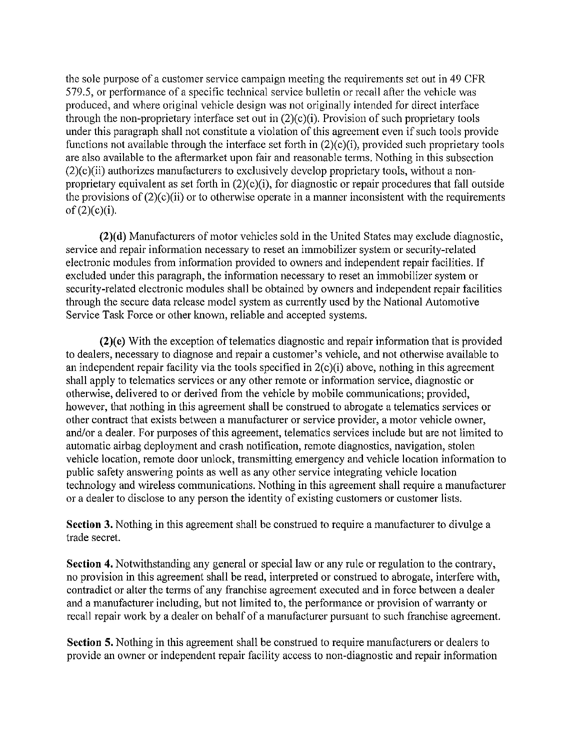the sole purpose of a customer service campaign meeting the requirements set out in 49 CFR 579.5, or performance of a specific technical service bulletin or recall after the vehicle was produced, and where original vehicle design was not originally intended for direct interface through the non-proprietary interface set out in (2)(c)(i). Provision of such proprietary tools under this paragraph shall not constitute a violation of this agreement even if such tools provide functions not available through the interface set forth in (2)(c)(i), provided such proprietary tools are also available to the aftermarket upon fair and reasonable terms. Nothing in this subsection (2)(c)(ii) authorizes manufacturers to exclusively develop proprietary tools, without a non-proprietary equivalent as set forth in (2)(c)(i), for diagnostic or repair procedures that fall outside the provisions of (2)(c)(ii) or to otherwise operate in a manner inconsistent with the requirements of (2)(c)(i).

**(2)(d)** Manufacturers of motor vehicles sold in the United States may exclude diagnostic, service and repair information necessary to reset an immobilizer system or security-related electronic modules from information provided to owners and independent repair facilities. If excluded under this paragraph, the information necessary to reset an immobilizer system or security-related electronic modules shall be obtained by owners and independent repair facilities through the secure data release model system as currently used by the National Automotive Service Task Force or other known, reliable and accepted systems.

**(2)(e)** With the exception of telematics diagnostic and repair information that is provided to dealers, necessary to diagnose and repair a customer's vehicle, and not otherwise available to an independent repair facility via the tools specified in 2(c)(i) above, nothing in this agreement shall apply to telematics services or any other remote or information service, diagnostic or otherwise, delivered to or derived from the vehicle by mobile communications; provided, however, that nothing in this agreement shall be construed to abrogate a telematics services or other contract that exists between a manufacturer or service provider, a motor vehicle owner, and/or a dealer. For purposes of this agreement, telematics services include but are not limited to automatic airbag deployment and crash notification, remote diagnostics, navigation, stolen vehicle location, remote door unlock, transmitting emergency and vehicle location information to public safety answering points as well as any other service integrating vehicle location technology and wireless communications. Nothing in this agreement shall require a manufacturer or a dealer to disclose to any person the identity of existing customers or customer lists.

**Section 3.** Nothing in this agreement shall be construed to require a manufacturer to divulge a trade secret.

**Section 4.** Notwithstanding any general or special law or any rule or regulation to the contrary, no provision in this agreement shall be read, interpreted or construed to abrogate, interfere with, contradict or alter the terms of any franchise agreement executed and in force between a dealer and a manufacturer including, but not limited to, the performance or provision of warranty or recall repair work by a dealer on behalf of a manufacturer pursuant to such franchise agreement.

**Section 5.** Nothing in this agreement shall be construed to require manufacturers or dealers to provide an owner or independent repair facility access to non-diagnostic and repair information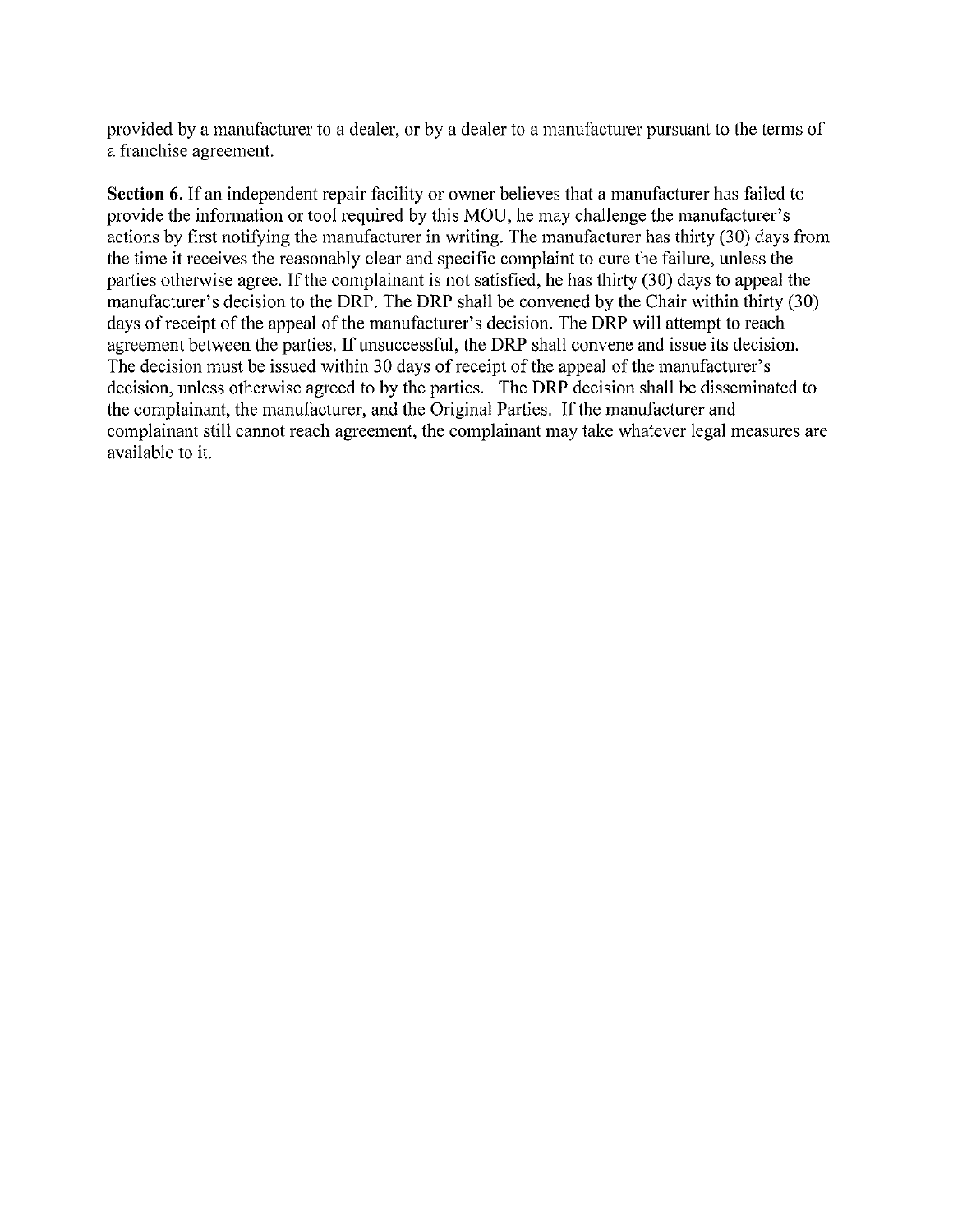provided by a manufacturer to a dealer, or by a dealer to a manufacturer pursuant to the terms of a franchise agreement.

**Section 6.** If an independent repair facility or owner believes that a manufacturer has failed to provide the information or tool required by this MOU, he may challenge the manufacturer's actions by first notifying the manufacturer in writing. The manufacturer has thirty (30) days from the time it receives the reasonably clear and specific complaint to cure the failure, unless the parties otherwise agree. If the complainant is not satisfied, he has thirty (30) days to appeal the manufacturer's decision to the DRP. The DRP shall be convened by the Chair within thirty (30) days of receipt of the appeal of the manufacturer's decision. The DRP will attempt to reach agreement between the parties. If unsuccessful, the DRP shall convene and issue its decision. The decision must be issued within 30 days of receipt of the appeal of the manufacturer's decision, unless otherwise agreed to by the parties. The DRP decision shall be disseminated to the complainant, the manufacturer, and the Original Parties. If the manufacturer and complainant still cannot reach agreement, the complainant may take whatever legal measures are available to it.